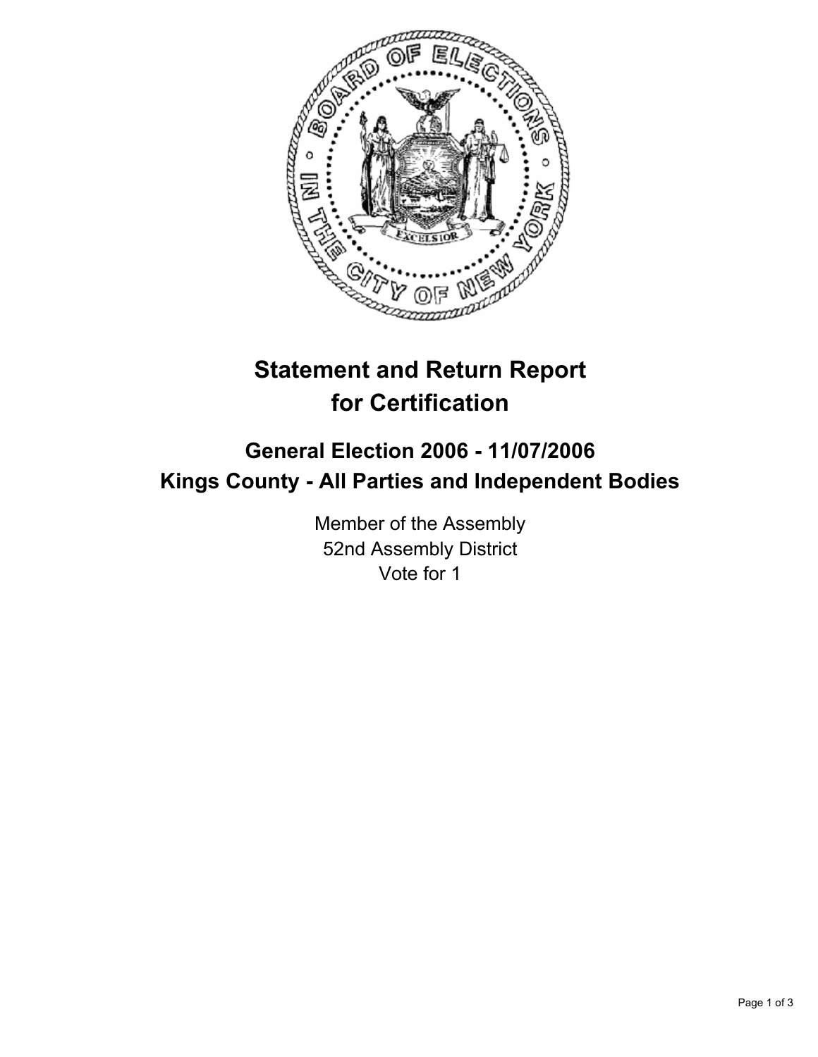# Statement and Return Report for Certification

## General Election 2006 - 11/07/2006
## Kings County - All Parties and Independent Bodies

Member of the Assembly
52nd Assembly District
Vote for 1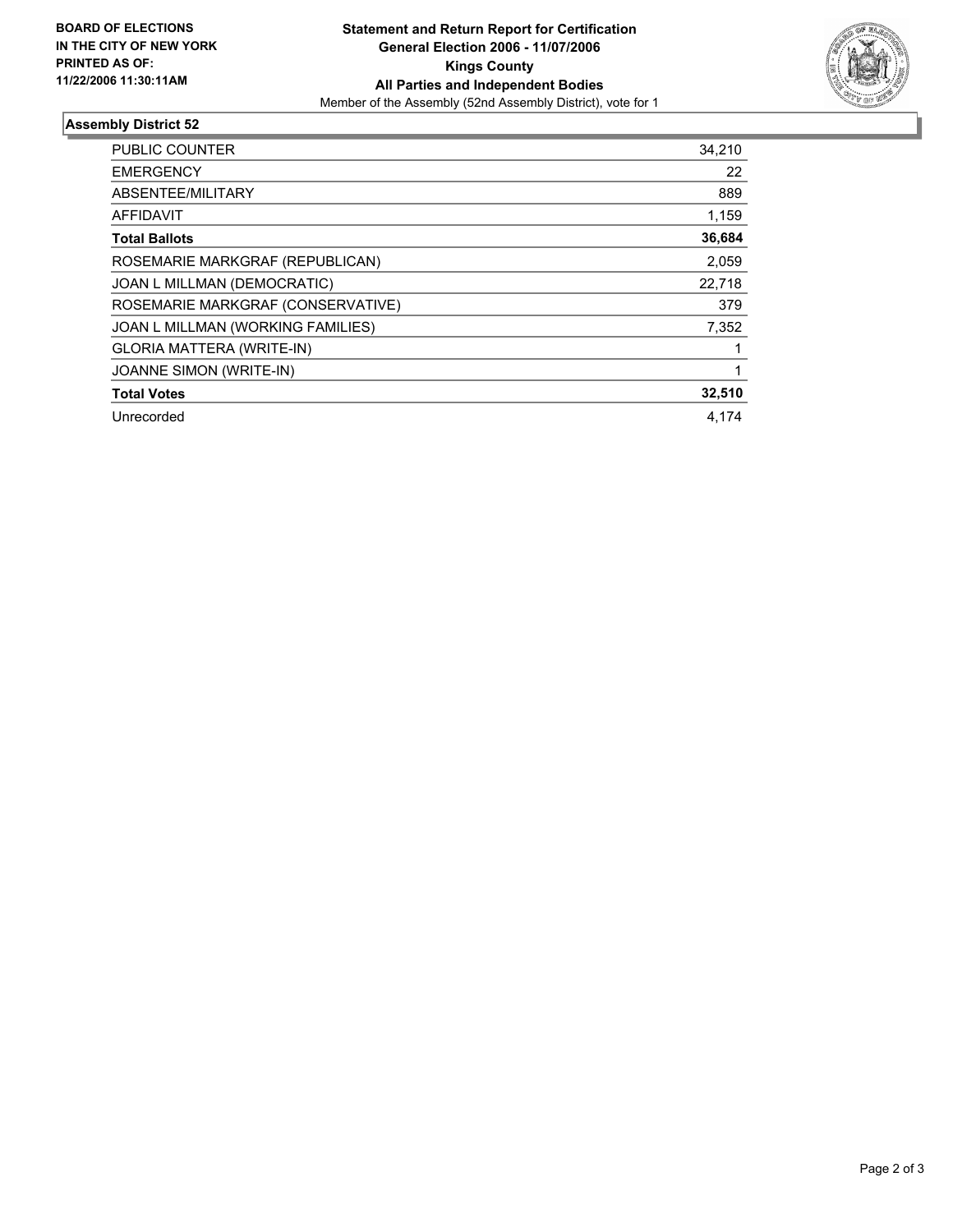**BOARD OF ELECTIONS IN THE CITY OF NEW YORK PRINTED AS OF: 11/22/2006 11:30:11AM**

# Statement and Return Report for Certification
## General Election 2006 - 11/07/2006
## Kings County
## All Parties and Independent Bodies

Member of the Assembly (52nd Assembly District), vote for 1

### Assembly District 52

| | |
|---|---|
| PUBLIC COUNTER | 34,210 |
| EMERGENCY | 22 |
| ABSENTEE/MILITARY | 889 |
| AFFIDAVIT | 1,159 |
| **Total Ballots** | **36,684** |
| ROSEMARIE MARKGRAF (REPUBLICAN) | 2,059 |
| JOAN L MILLMAN (DEMOCRATIC) | 22,718 |
| ROSEMARIE MARKGRAF (CONSERVATIVE) | 379 |
| JOAN L MILLMAN (WORKING FAMILIES) | 7,352 |
| GLORIA MATTERA (WRITE-IN) | 1 |
| JOANNE SIMON (WRITE-IN) | 1 |
| **Total Votes** | **32,510** |
| Unrecorded | 4,174 |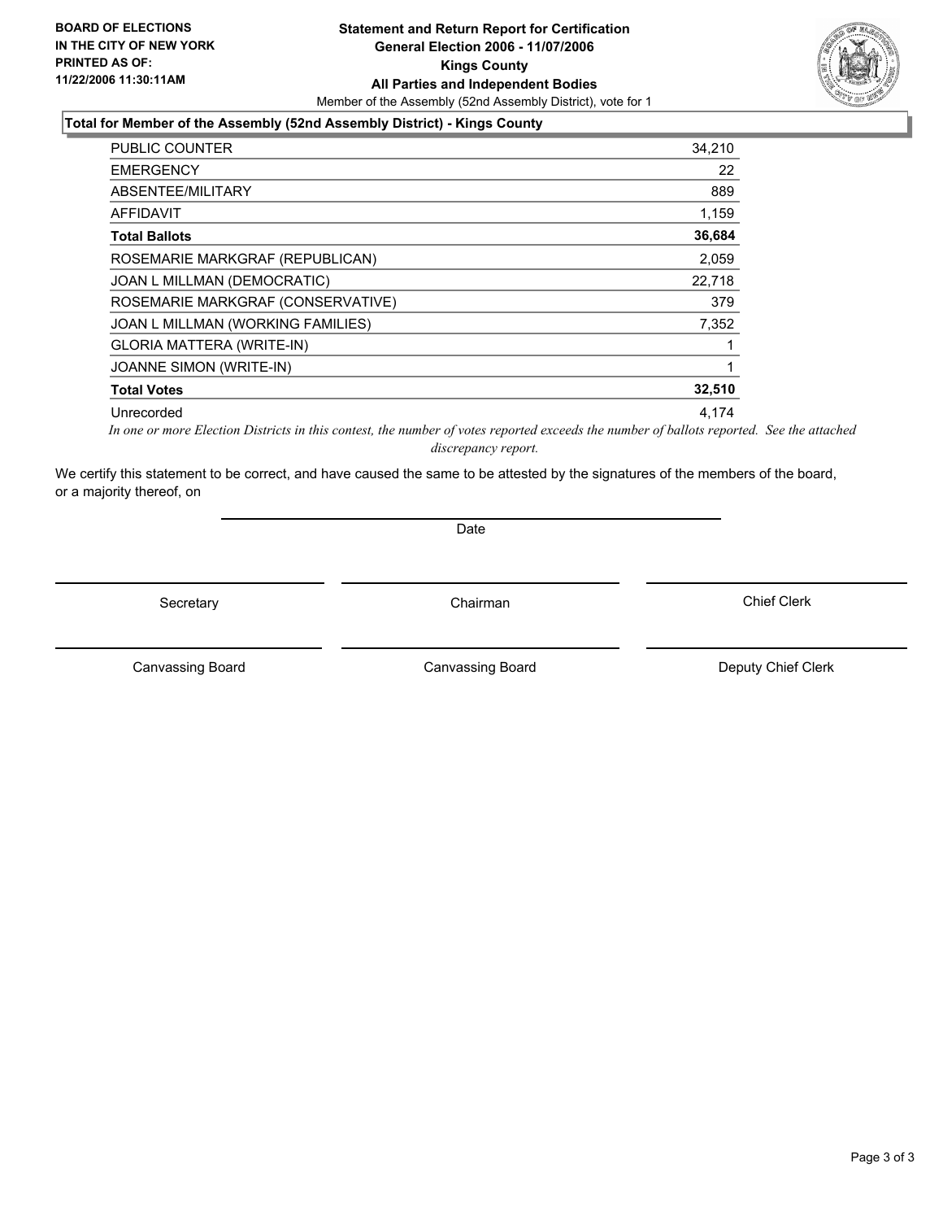**BOARD OF ELECTIONS IN THE CITY OF NEW YORK PRINTED AS OF: 11/22/2006 11:30:11AM**

**Statement and Return Report for Certification**
**General Election 2006 - 11/07/2006**
**Kings County**
**All Parties and Independent Bodies**
Member of the Assembly (52nd Assembly District), vote for 1

### Total for Member of the Assembly (52nd Assembly District) - Kings County

| | |
|---|---|
| PUBLIC COUNTER | 34,210 |
| EMERGENCY | 22 |
| ABSENTEE/MILITARY | 889 |
| AFFIDAVIT | 1,159 |
| **Total Ballots** | **36,684** |
| ROSEMARIE MARKGRAF (REPUBLICAN) | 2,059 |
| JOAN L MILLMAN (DEMOCRATIC) | 22,718 |
| ROSEMARIE MARKGRAF (CONSERVATIVE) | 379 |
| JOAN L MILLMAN (WORKING FAMILIES) | 7,352 |
| GLORIA MATTERA (WRITE-IN) | 1 |
| JOANNE SIMON (WRITE-IN) | 1 |
| **Total Votes** | **32,510** |
| Unrecorded | 4,174 |

*In one or more Election Districts in this contest, the number of votes reported exceeds the number of ballots reported. See the attached discrepancy report.*

We certify this statement to be correct, and have caused the same to be attested by the signatures of the members of the board, or a majority thereof, on

Date

Secretary | Chairman | Chief Clerk

Canvassing Board | Canvassing Board | Deputy Chief Clerk